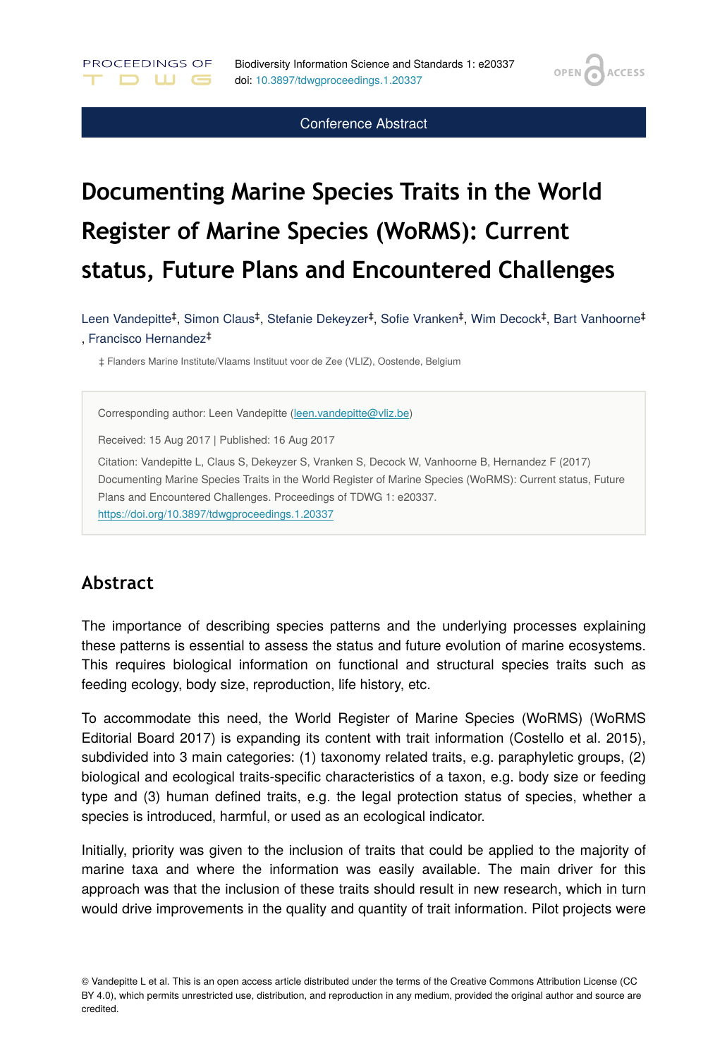Conference Abstract

# Documenting Marine Species Traits in the World Register of Marine Species (WoRMS): Current status, Future Plans and Encountered Challenges

Leen Vandepitte[‡], Simon Claus[‡], Stefanie Dekeyzer[‡], Sofie Vranken[‡], Wim Decock[‡], Bart Vanhoorne[‡], Francisco Hernandez[‡]

‡ Flanders Marine Institute/Vlaams Instituut voor de Zee (VLIZ), Oostende, Belgium

Corresponding author: Leen Vandepitte (leen.vandepitte@vliz.be)

Received: 15 Aug 2017 | Published: 16 Aug 2017

Citation: Vandepitte L, Claus S, Dekeyzer S, Vranken S, Decock W, Vanhoorne B, Hernandez F (2017) Documenting Marine Species Traits in the World Register of Marine Species (WoRMS): Current status, Future Plans and Encountered Challenges. Proceedings of TDWG 1: e20337. https://doi.org/10.3897/tdwgproceedings.1.20337

## Abstract

The importance of describing species patterns and the underlying processes explaining these patterns is essential to assess the status and future evolution of marine ecosystems. This requires biological information on functional and structural species traits such as feeding ecology, body size, reproduction, life history, etc.

To accommodate this need, the World Register of Marine Species (WoRMS) (WoRMS Editorial Board 2017) is expanding its content with trait information (Costello et al. 2015), subdivided into 3 main categories: (1) taxonomy related traits, e.g. paraphyletic groups, (2) biological and ecological traits-specific characteristics of a taxon, e.g. body size or feeding type and (3) human defined traits, e.g. the legal protection status of species, whether a species is introduced, harmful, or used as an ecological indicator.

Initially, priority was given to the inclusion of traits that could be applied to the majority of marine taxa and where the information was easily available. The main driver for this approach was that the inclusion of these traits should result in new research, which in turn would drive improvements in the quality and quantity of trait information. Pilot projects were

© Vandepitte L et al. This is an open access article distributed under the terms of the Creative Commons Attribution License (CC BY 4.0), which permits unrestricted use, distribution, and reproduction in any medium, provided the original author and source are credited.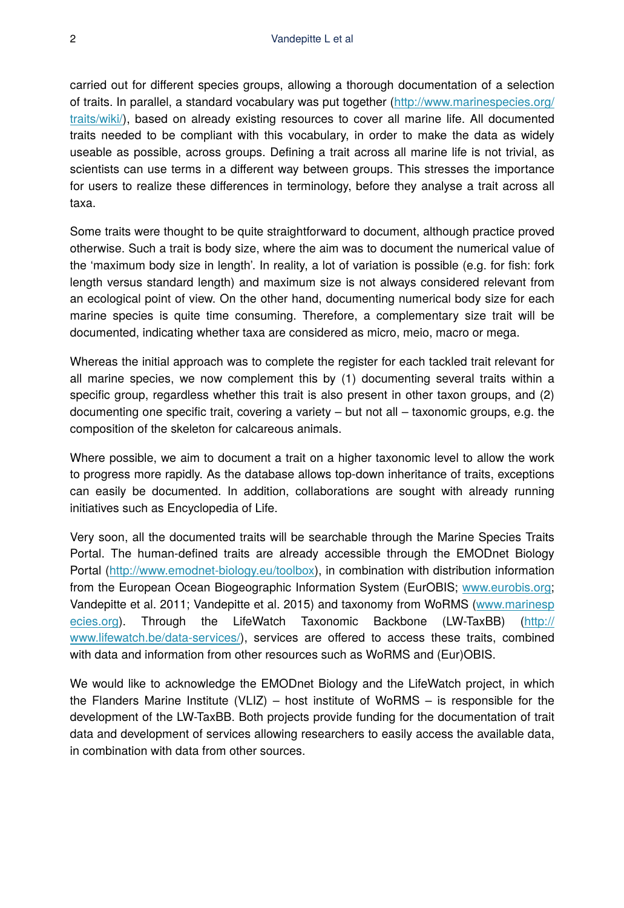carried out for different species groups, allowing a thorough documentation of a selection of traits. In parallel, a standard vocabulary was put together (http://www.marinespecies.org/traits/wiki/), based on already existing resources to cover all marine life. All documented traits needed to be compliant with this vocabulary, in order to make the data as widely useable as possible, across groups. Defining a trait across all marine life is not trivial, as scientists can use terms in a different way between groups. This stresses the importance for users to realize these differences in terminology, before they analyse a trait across all taxa.

Some traits were thought to be quite straightforward to document, although practice proved otherwise. Such a trait is body size, where the aim was to document the numerical value of the 'maximum body size in length'. In reality, a lot of variation is possible (e.g. for fish: fork length versus standard length) and maximum size is not always considered relevant from an ecological point of view. On the other hand, documenting numerical body size for each marine species is quite time consuming. Therefore, a complementary size trait will be documented, indicating whether taxa are considered as micro, meio, macro or mega.

Whereas the initial approach was to complete the register for each tackled trait relevant for all marine species, we now complement this by (1) documenting several traits within a specific group, regardless whether this trait is also present in other taxon groups, and (2) documenting one specific trait, covering a variety – but not all – taxonomic groups, e.g. the composition of the skeleton for calcareous animals.

Where possible, we aim to document a trait on a higher taxonomic level to allow the work to progress more rapidly. As the database allows top-down inheritance of traits, exceptions can easily be documented. In addition, collaborations are sought with already running initiatives such as Encyclopedia of Life.

Very soon, all the documented traits will be searchable through the Marine Species Traits Portal. The human-defined traits are already accessible through the EMODnet Biology Portal (http://www.emodnet-biology.eu/toolbox), in combination with distribution information from the European Ocean Biogeographic Information System (EurOBIS; www.eurobis.org; Vandepitte et al. 2011; Vandepitte et al. 2015) and taxonomy from WoRMS (www.marinespecies.org). Through the LifeWatch Taxonomic Backbone (LW-TaxBB) (http://www.lifewatch.be/data-services/), services are offered to access these traits, combined with data and information from other resources such as WoRMS and (Eur)OBIS.

We would like to acknowledge the EMODnet Biology and the LifeWatch project, in which the Flanders Marine Institute (VLIZ) – host institute of WoRMS – is responsible for the development of the LW-TaxBB. Both projects provide funding for the documentation of trait data and development of services allowing researchers to easily access the available data, in combination with data from other sources.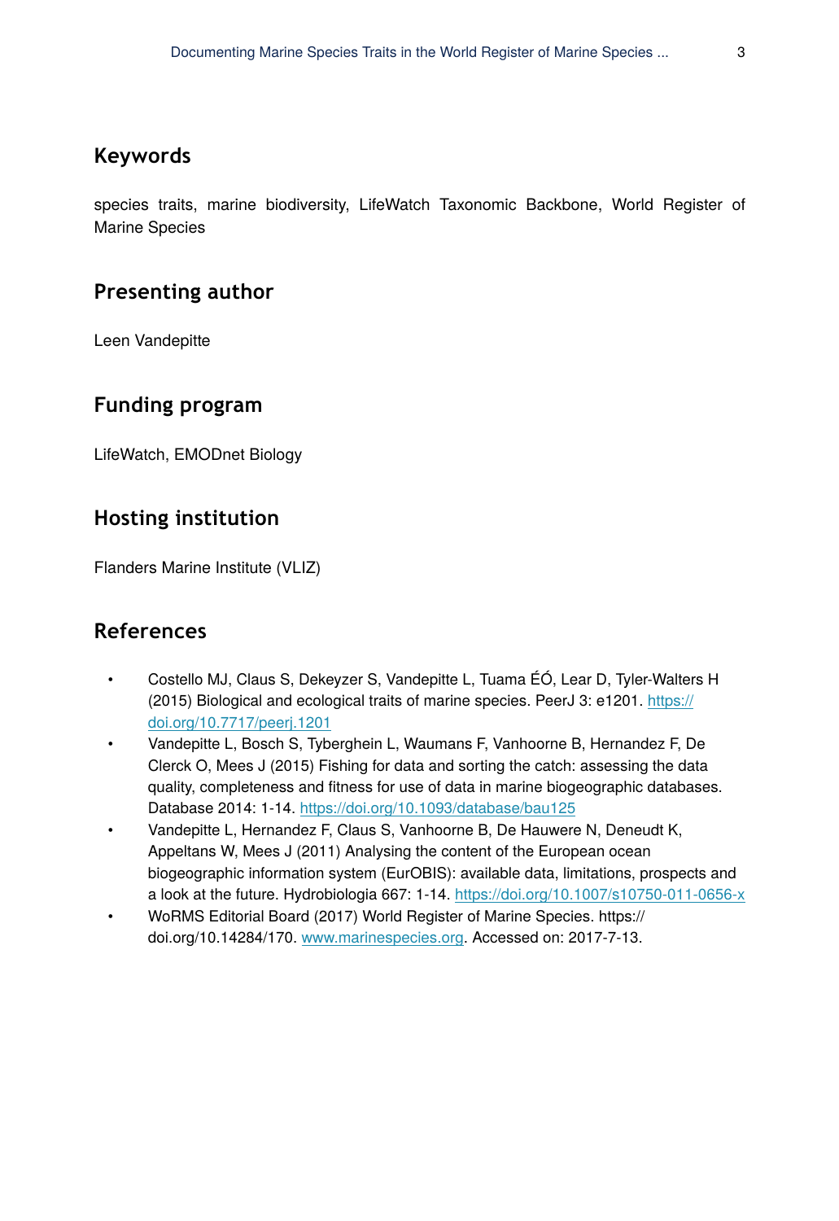## Keywords

species traits, marine biodiversity, LifeWatch Taxonomic Backbone, World Register of Marine Species

## Presenting author

Leen Vandepitte

## Funding program

LifeWatch, EMODnet Biology

## Hosting institution

Flanders Marine Institute (VLIZ)

## References

- Costello MJ, Claus S, Dekeyzer S, Vandepitte L, Tuama ÉÓ, Lear D, Tyler-Walters H (2015) Biological and ecological traits of marine species. PeerJ 3: e1201. https://doi.org/10.7717/peerj.1201
- Vandepitte L, Bosch S, Tyberghein L, Waumans F, Vanhoorne B, Hernandez F, De Clerck O, Mees J (2015) Fishing for data and sorting the catch: assessing the data quality, completeness and fitness for use of data in marine biogeographic databases. Database 2014: 1-14. https://doi.org/10.1093/database/bau125
- Vandepitte L, Hernandez F, Claus S, Vanhoorne B, De Hauwere N, Deneudt K, Appeltans W, Mees J (2011) Analysing the content of the European ocean biogeographic information system (EurOBIS): available data, limitations, prospects and a look at the future. Hydrobiologia 667: 1-14. https://doi.org/10.1007/s10750-011-0656-x
- WoRMS Editorial Board (2017) World Register of Marine Species. https://doi.org/10.14284/170. www.marinespecies.org. Accessed on: 2017-7-13.